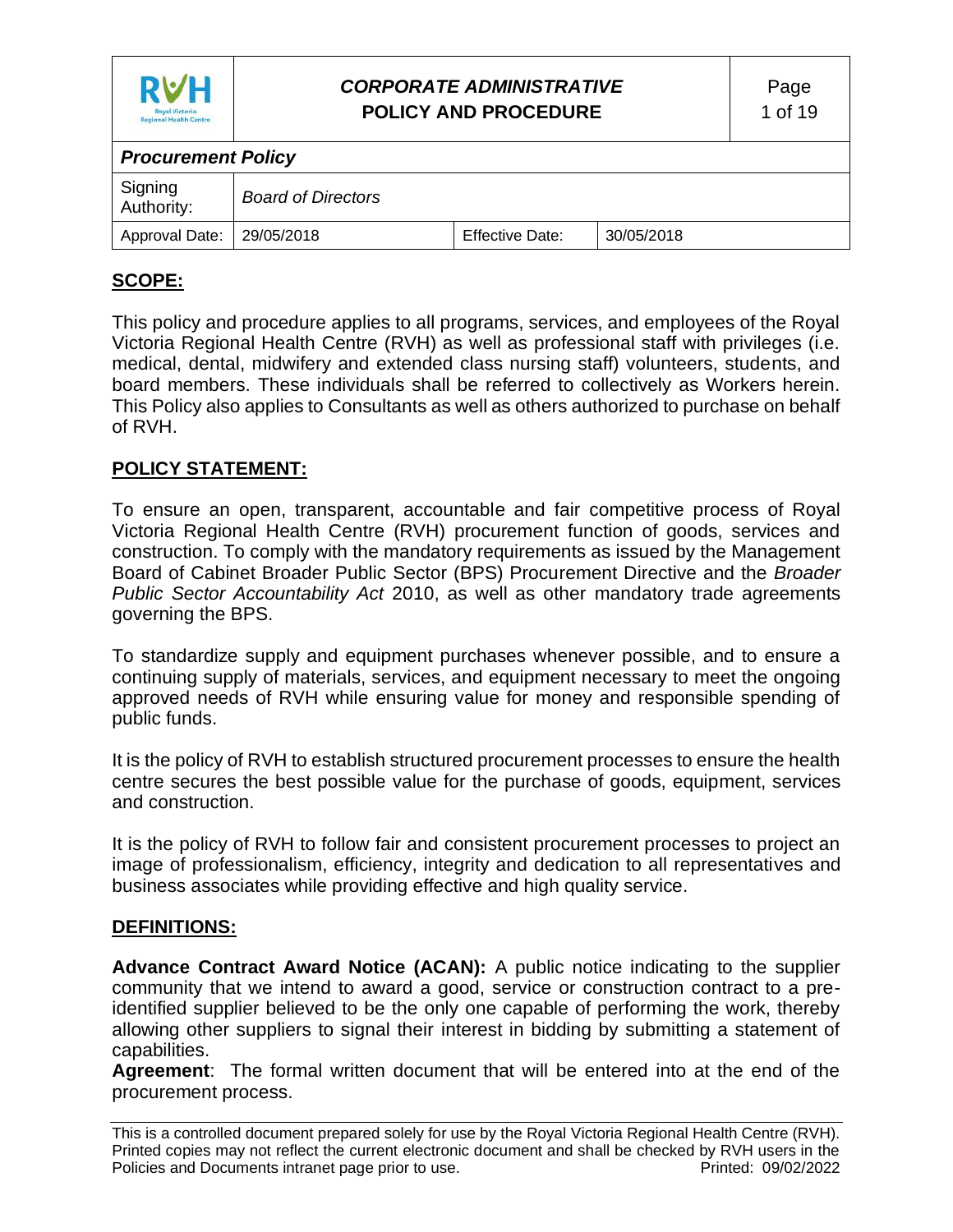| RVH Royal Victoria Regional Health Centre | *CORPORATE ADMINISTRATIVE* **POLICY AND PROCEDURE** | | |
|---|---|---|---|
| ***Procurement Policy*** | | | |
| Signing Authority: | *Board of Directors* | | |
| Approval Date: | 29/05/2018 | Effective Date: | 30/05/2018 |

## SCOPE:

This policy and procedure applies to all programs, services, and employees of the Royal Victoria Regional Health Centre (RVH) as well as professional staff with privileges (i.e. medical, dental, midwifery and extended class nursing staff) volunteers, students, and board members. These individuals shall be referred to collectively as Workers herein. This Policy also applies to Consultants as well as others authorized to purchase on behalf of RVH.

## POLICY STATEMENT:

To ensure an open, transparent, accountable and fair competitive process of Royal Victoria Regional Health Centre (RVH) procurement function of goods, services and construction. To comply with the mandatory requirements as issued by the Management Board of Cabinet Broader Public Sector (BPS) Procurement Directive and the *Broader Public Sector Accountability Act* 2010, as well as other mandatory trade agreements governing the BPS.

To standardize supply and equipment purchases whenever possible, and to ensure a continuing supply of materials, services, and equipment necessary to meet the ongoing approved needs of RVH while ensuring value for money and responsible spending of public funds.

It is the policy of RVH to establish structured procurement processes to ensure the health centre secures the best possible value for the purchase of goods, equipment, services and construction.

It is the policy of RVH to follow fair and consistent procurement processes to project an image of professionalism, efficiency, integrity and dedication to all representatives and business associates while providing effective and high quality service.

## DEFINITIONS:

**Advance Contract Award Notice (ACAN):** A public notice indicating to the supplier community that we intend to award a good, service or construction contract to a pre-identified supplier believed to be the only one capable of performing the work, thereby allowing other suppliers to signal their interest in bidding by submitting a statement of capabilities.

**Agreement**: The formal written document that will be entered into at the end of the procurement process.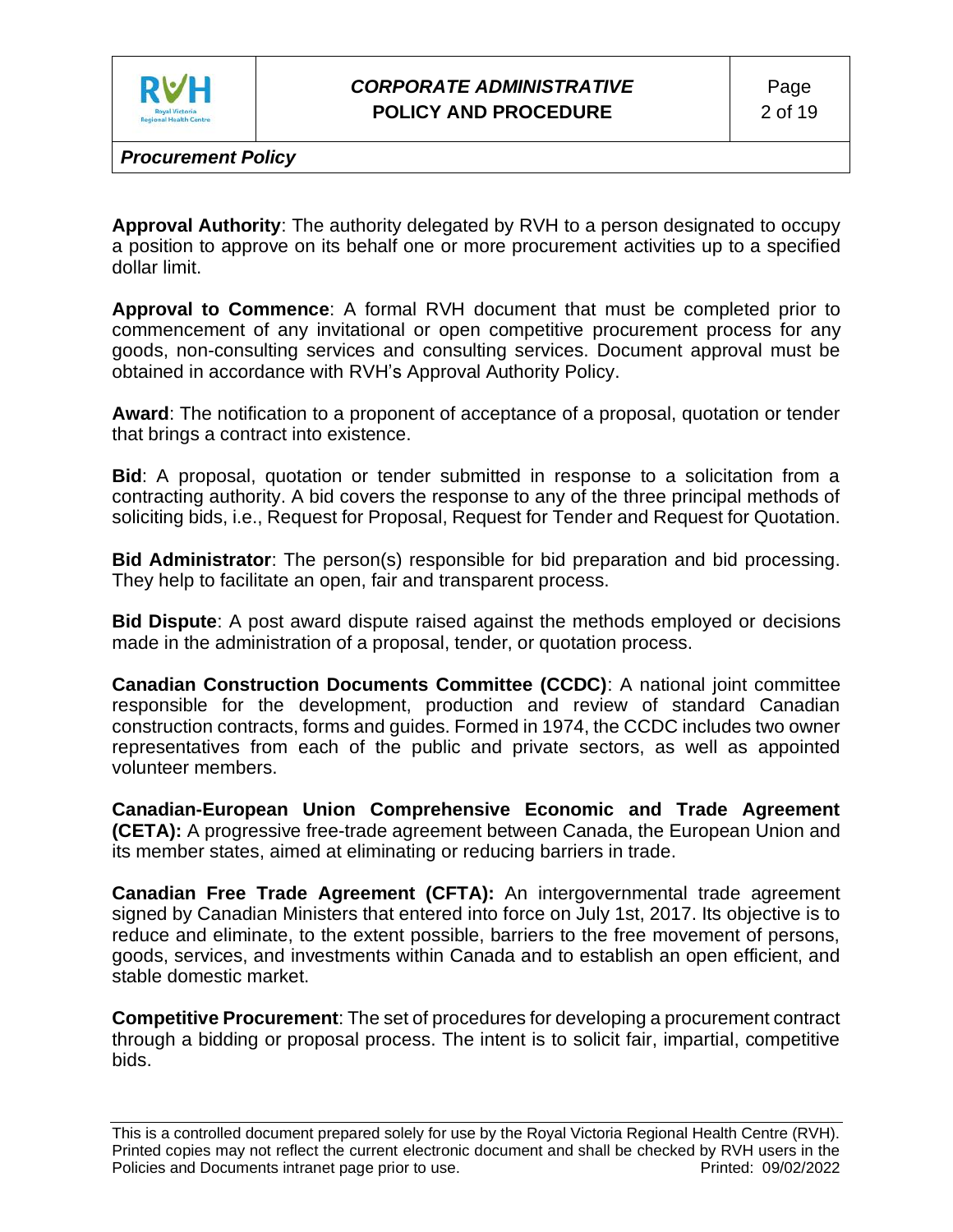**Approval Authority**: The authority delegated by RVH to a person designated to occupy a position to approve on its behalf one or more procurement activities up to a specified dollar limit.

**Approval to Commence**: A formal RVH document that must be completed prior to commencement of any invitational or open competitive procurement process for any goods, non-consulting services and consulting services. Document approval must be obtained in accordance with RVH's Approval Authority Policy.

**Award**: The notification to a proponent of acceptance of a proposal, quotation or tender that brings a contract into existence.

**Bid**: A proposal, quotation or tender submitted in response to a solicitation from a contracting authority. A bid covers the response to any of the three principal methods of soliciting bids, i.e., Request for Proposal, Request for Tender and Request for Quotation.

**Bid Administrator**: The person(s) responsible for bid preparation and bid processing. They help to facilitate an open, fair and transparent process.

**Bid Dispute**: A post award dispute raised against the methods employed or decisions made in the administration of a proposal, tender, or quotation process.

**Canadian Construction Documents Committee (CCDC)**: A national joint committee responsible for the development, production and review of standard Canadian construction contracts, forms and guides. Formed in 1974, the CCDC includes two owner representatives from each of the public and private sectors, as well as appointed volunteer members.

**Canadian-European Union Comprehensive Economic and Trade Agreement (CETA):** A progressive free-trade agreement between Canada, the European Union and its member states, aimed at eliminating or reducing barriers in trade.

**Canadian Free Trade Agreement (CFTA):** An intergovernmental trade agreement signed by Canadian Ministers that entered into force on July 1st, 2017. Its objective is to reduce and eliminate, to the extent possible, barriers to the free movement of persons, goods, services, and investments within Canada and to establish an open efficient, and stable domestic market.

**Competitive Procurement**: The set of procedures for developing a procurement contract through a bidding or proposal process. The intent is to solicit fair, impartial, competitive bids.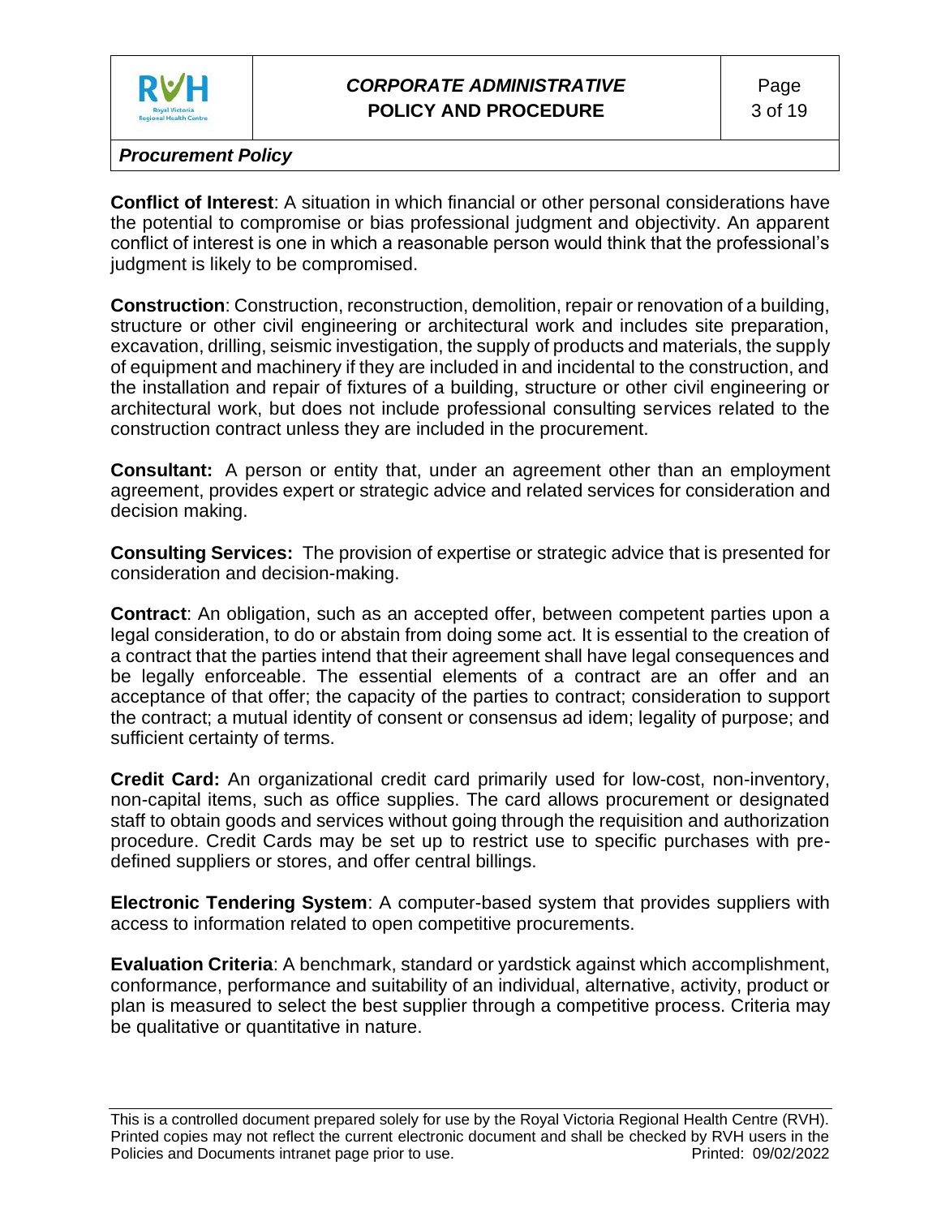**Conflict of Interest**: A situation in which financial or other personal considerations have the potential to compromise or bias professional judgment and objectivity. An apparent conflict of interest is one in which a reasonable person would think that the professional's judgment is likely to be compromised.

**Construction**: Construction, reconstruction, demolition, repair or renovation of a building, structure or other civil engineering or architectural work and includes site preparation, excavation, drilling, seismic investigation, the supply of products and materials, the supply of equipment and machinery if they are included in and incidental to the construction, and the installation and repair of fixtures of a building, structure or other civil engineering or architectural work, but does not include professional consulting services related to the construction contract unless they are included in the procurement.

**Consultant:** A person or entity that, under an agreement other than an employment agreement, provides expert or strategic advice and related services for consideration and decision making.

**Consulting Services:** The provision of expertise or strategic advice that is presented for consideration and decision-making.

**Contract**: An obligation, such as an accepted offer, between competent parties upon a legal consideration, to do or abstain from doing some act. It is essential to the creation of a contract that the parties intend that their agreement shall have legal consequences and be legally enforceable. The essential elements of a contract are an offer and an acceptance of that offer; the capacity of the parties to contract; consideration to support the contract; a mutual identity of consent or consensus ad idem; legality of purpose; and sufficient certainty of terms.

**Credit Card:** An organizational credit card primarily used for low-cost, non-inventory, non-capital items, such as office supplies. The card allows procurement or designated staff to obtain goods and services without going through the requisition and authorization procedure. Credit Cards may be set up to restrict use to specific purchases with pre-defined suppliers or stores, and offer central billings.

**Electronic Tendering System**: A computer-based system that provides suppliers with access to information related to open competitive procurements.

**Evaluation Criteria**: A benchmark, standard or yardstick against which accomplishment, conformance, performance and suitability of an individual, alternative, activity, product or plan is measured to select the best supplier through a competitive process. Criteria may be qualitative or quantitative in nature.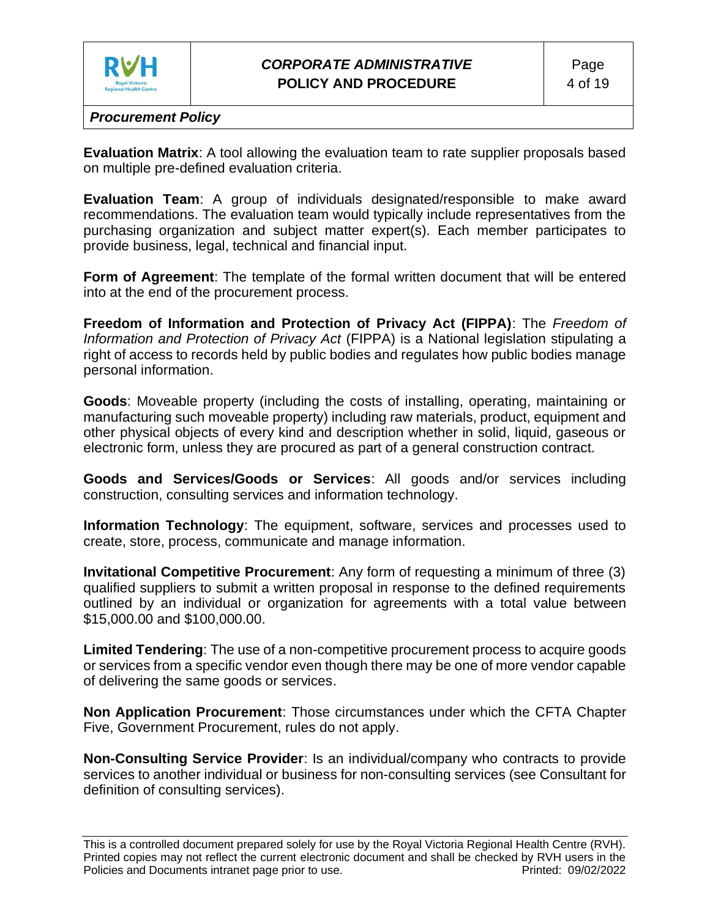**Evaluation Matrix**: A tool allowing the evaluation team to rate supplier proposals based on multiple pre-defined evaluation criteria.

**Evaluation Team**: A group of individuals designated/responsible to make award recommendations. The evaluation team would typically include representatives from the purchasing organization and subject matter expert(s). Each member participates to provide business, legal, technical and financial input.

**Form of Agreement**: The template of the formal written document that will be entered into at the end of the procurement process.

**Freedom of Information and Protection of Privacy Act (FIPPA)**: The *Freedom of Information and Protection of Privacy Act* (FIPPA) is a National legislation stipulating a right of access to records held by public bodies and regulates how public bodies manage personal information.

**Goods**: Moveable property (including the costs of installing, operating, maintaining or manufacturing such moveable property) including raw materials, product, equipment and other physical objects of every kind and description whether in solid, liquid, gaseous or electronic form, unless they are procured as part of a general construction contract.

**Goods and Services/Goods or Services**: All goods and/or services including construction, consulting services and information technology.

**Information Technology**: The equipment, software, services and processes used to create, store, process, communicate and manage information.

**Invitational Competitive Procurement**: Any form of requesting a minimum of three (3) qualified suppliers to submit a written proposal in response to the defined requirements outlined by an individual or organization for agreements with a total value between $15,000.00 and $100,000.00.

**Limited Tendering**: The use of a non-competitive procurement process to acquire goods or services from a specific vendor even though there may be one of more vendor capable of delivering the same goods or services.

**Non Application Procurement**: Those circumstances under which the CFTA Chapter Five, Government Procurement, rules do not apply.

**Non-Consulting Service Provider**: Is an individual/company who contracts to provide services to another individual or business for non-consulting services (see Consultant for definition of consulting services).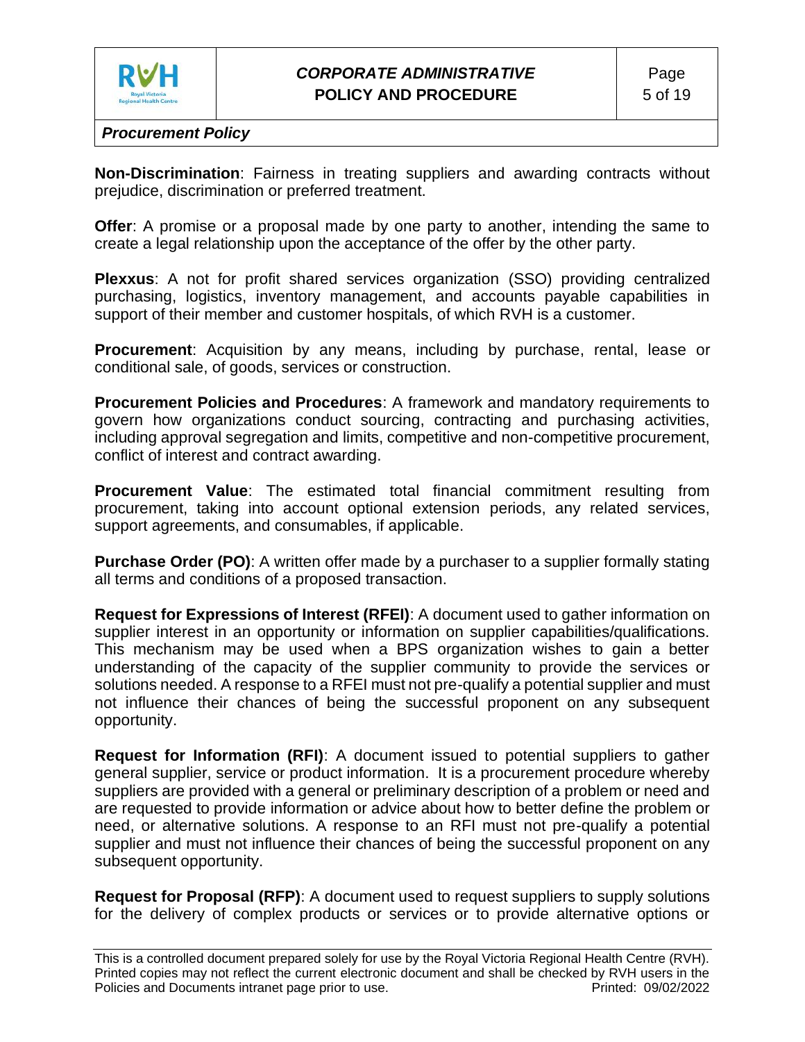**Non-Discrimination**: Fairness in treating suppliers and awarding contracts without prejudice, discrimination or preferred treatment.

**Offer**: A promise or a proposal made by one party to another, intending the same to create a legal relationship upon the acceptance of the offer by the other party.

**Plexxus**: A not for profit shared services organization (SSO) providing centralized purchasing, logistics, inventory management, and accounts payable capabilities in support of their member and customer hospitals, of which RVH is a customer.

**Procurement**: Acquisition by any means, including by purchase, rental, lease or conditional sale, of goods, services or construction.

**Procurement Policies and Procedures**: A framework and mandatory requirements to govern how organizations conduct sourcing, contracting and purchasing activities, including approval segregation and limits, competitive and non-competitive procurement, conflict of interest and contract awarding.

**Procurement Value**: The estimated total financial commitment resulting from procurement, taking into account optional extension periods, any related services, support agreements, and consumables, if applicable.

**Purchase Order (PO)**: A written offer made by a purchaser to a supplier formally stating all terms and conditions of a proposed transaction.

**Request for Expressions of Interest (RFEI)**: A document used to gather information on supplier interest in an opportunity or information on supplier capabilities/qualifications. This mechanism may be used when a BPS organization wishes to gain a better understanding of the capacity of the supplier community to provide the services or solutions needed. A response to a RFEI must not pre-qualify a potential supplier and must not influence their chances of being the successful proponent on any subsequent opportunity.

**Request for Information (RFI)**: A document issued to potential suppliers to gather general supplier, service or product information. It is a procurement procedure whereby suppliers are provided with a general or preliminary description of a problem or need and are requested to provide information or advice about how to better define the problem or need, or alternative solutions. A response to an RFI must not pre-qualify a potential supplier and must not influence their chances of being the successful proponent on any subsequent opportunity.

**Request for Proposal (RFP)**: A document used to request suppliers to supply solutions for the delivery of complex products or services or to provide alternative options or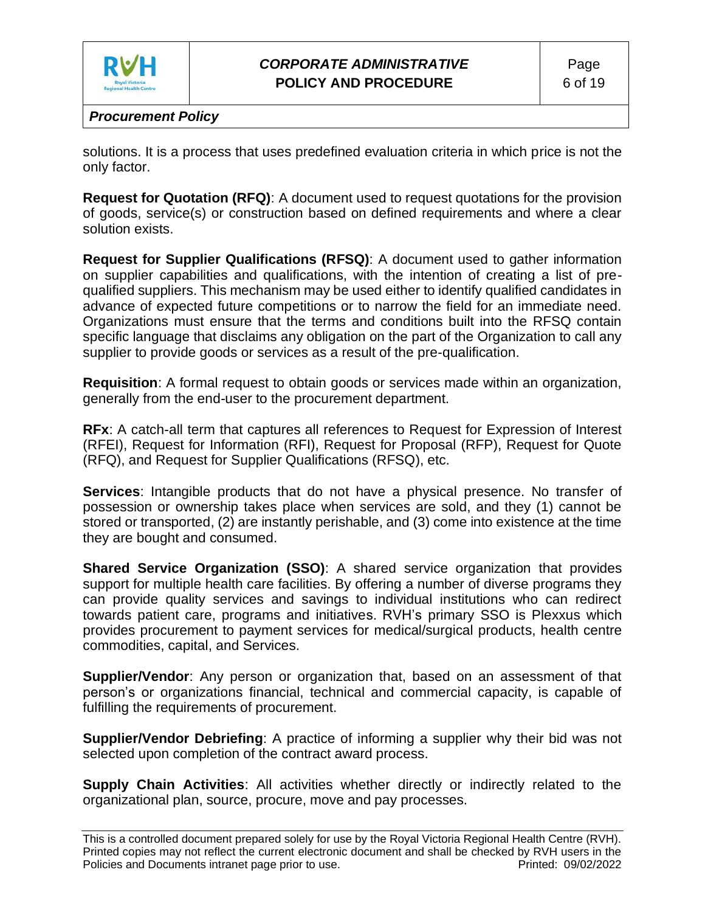solutions. It is a process that uses predefined evaluation criteria in which price is not the only factor.

**Request for Quotation (RFQ)**: A document used to request quotations for the provision of goods, service(s) or construction based on defined requirements and where a clear solution exists.

**Request for Supplier Qualifications (RFSQ)**: A document used to gather information on supplier capabilities and qualifications, with the intention of creating a list of pre-qualified suppliers. This mechanism may be used either to identify qualified candidates in advance of expected future competitions or to narrow the field for an immediate need. Organizations must ensure that the terms and conditions built into the RFSQ contain specific language that disclaims any obligation on the part of the Organization to call any supplier to provide goods or services as a result of the pre-qualification.

**Requisition**: A formal request to obtain goods or services made within an organization, generally from the end-user to the procurement department.

**RFx**: A catch-all term that captures all references to Request for Expression of Interest (RFEI), Request for Information (RFI), Request for Proposal (RFP), Request for Quote (RFQ), and Request for Supplier Qualifications (RFSQ), etc.

**Services**: Intangible products that do not have a physical presence. No transfer of possession or ownership takes place when services are sold, and they (1) cannot be stored or transported, (2) are instantly perishable, and (3) come into existence at the time they are bought and consumed.

**Shared Service Organization (SSO)**: A shared service organization that provides support for multiple health care facilities. By offering a number of diverse programs they can provide quality services and savings to individual institutions who can redirect towards patient care, programs and initiatives. RVH's primary SSO is Plexxus which provides procurement to payment services for medical/surgical products, health centre commodities, capital, and Services.

**Supplier/Vendor**: Any person or organization that, based on an assessment of that person's or organizations financial, technical and commercial capacity, is capable of fulfilling the requirements of procurement.

**Supplier/Vendor Debriefing**: A practice of informing a supplier why their bid was not selected upon completion of the contract award process.

**Supply Chain Activities**: All activities whether directly or indirectly related to the organizational plan, source, procure, move and pay processes.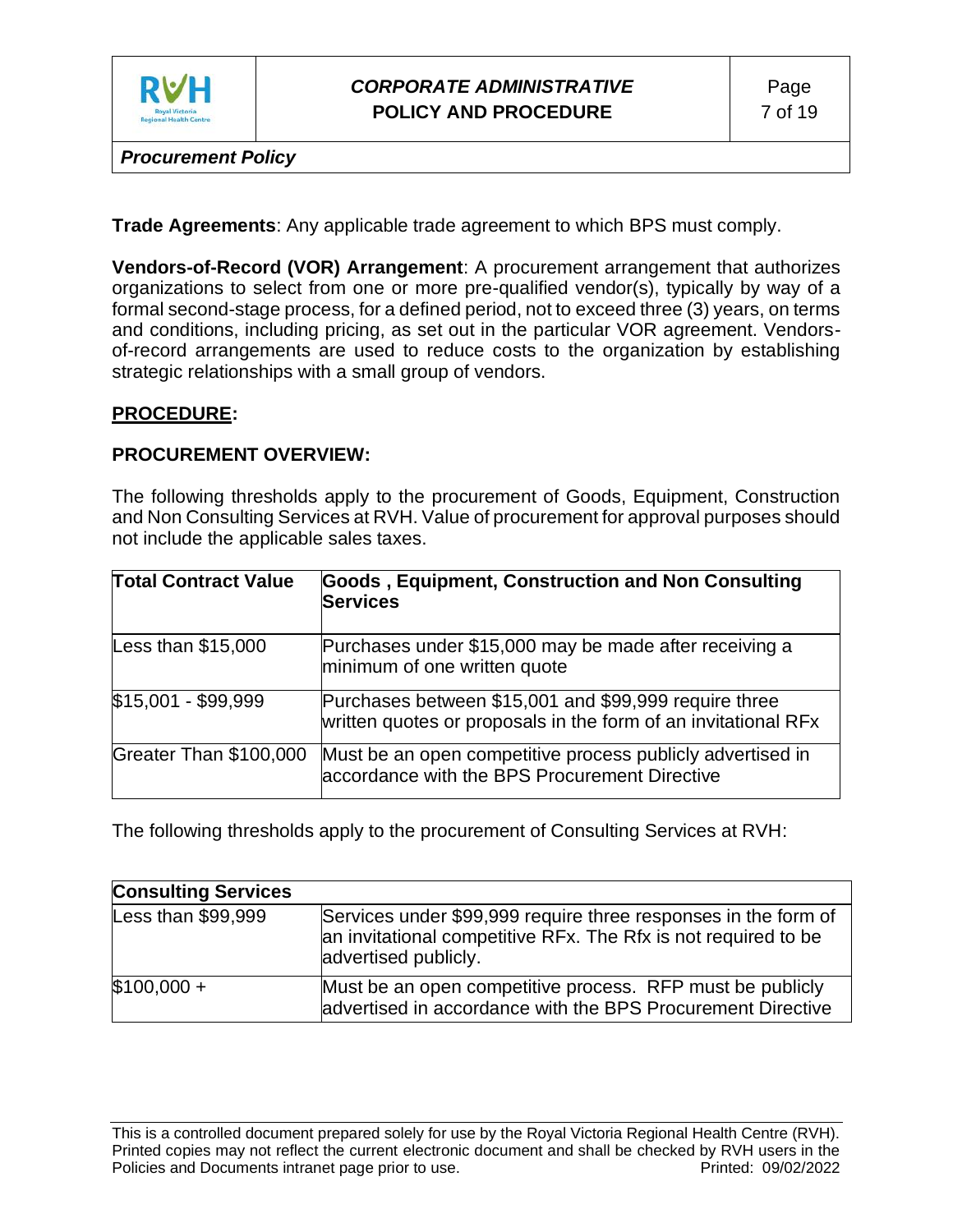**Trade Agreements**: Any applicable trade agreement to which BPS must comply.

**Vendors-of-Record (VOR) Arrangement**: A procurement arrangement that authorizes organizations to select from one or more pre-qualified vendor(s), typically by way of a formal second-stage process, for a defined period, not to exceed three (3) years, on terms and conditions, including pricing, as set out in the particular VOR agreement. Vendors-of-record arrangements are used to reduce costs to the organization by establishing strategic relationships with a small group of vendors.

## PROCEDURE:

### PROCUREMENT OVERVIEW:

The following thresholds apply to the procurement of Goods, Equipment, Construction and Non Consulting Services at RVH. Value of procurement for approval purposes should not include the applicable sales taxes.

| Total Contract Value | Goods , Equipment, Construction and Non Consulting Services |
|---|---|
| Less than $15,000 | Purchases under $15,000 may be made after receiving a minimum of one written quote |
| $15,001 - $99,999 | Purchases between $15,001 and $99,999 require three written quotes or proposals in the form of an invitational RFx |
| Greater Than $100,000 | Must be an open competitive process publicly advertised in accordance with the BPS Procurement Directive |

The following thresholds apply to the procurement of Consulting Services at RVH:

| Consulting Services | |
|---|---|
| Less than $99,999 | Services under $99,999 require three responses in the form of an invitational competitive RFx. The Rfx is not required to be advertised publicly. |
| $100,000 + | Must be an open competitive process. RFP must be publicly advertised in accordance with the BPS Procurement Directive |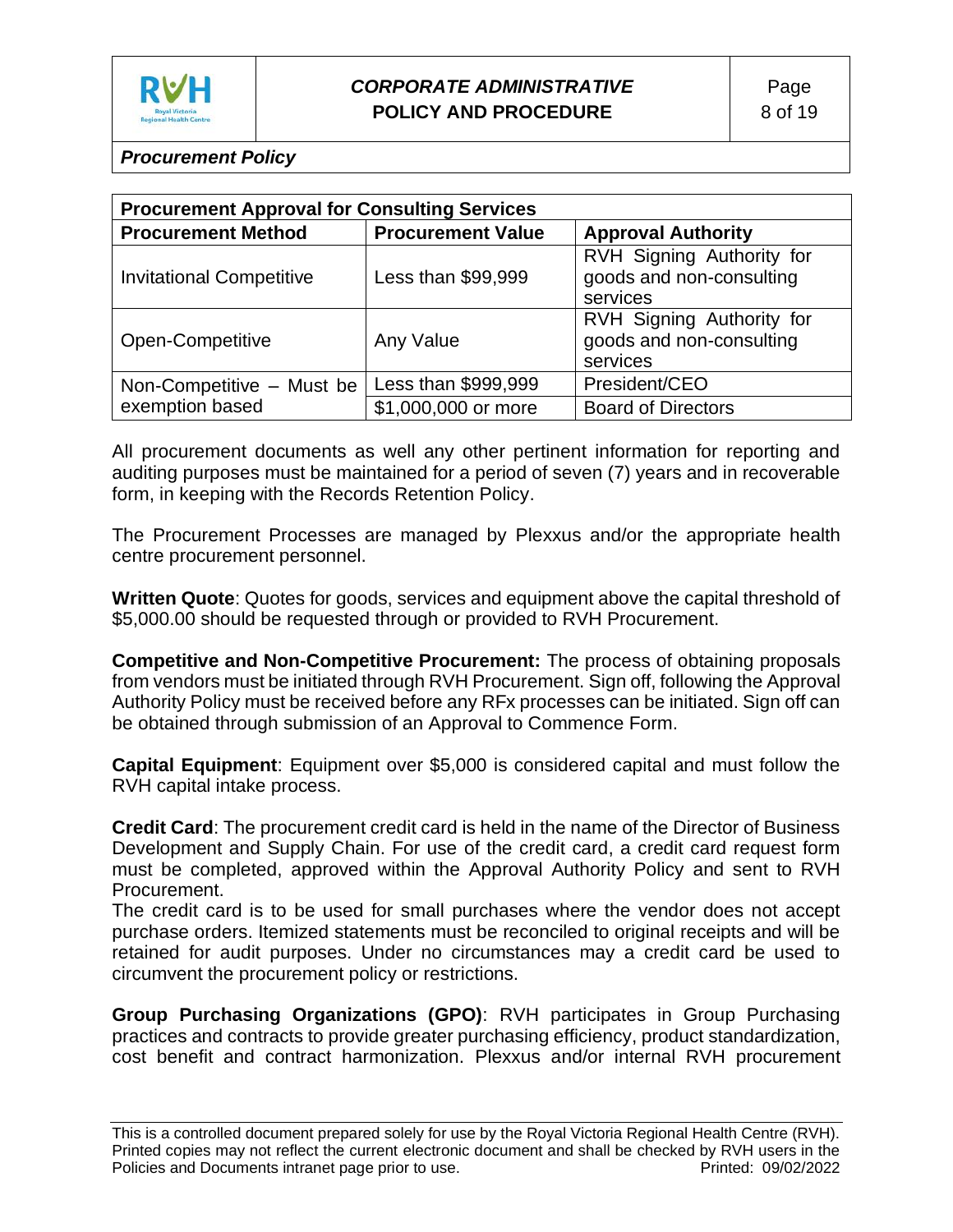| Procurement Approval for Consulting Services | | |
|---|---|---|
| **Procurement Method** | **Procurement Value** | **Approval Authority** |
| Invitational Competitive | Less than $99,999 | RVH Signing Authority for goods and non-consulting services |
| Open-Competitive | Any Value | RVH Signing Authority for goods and non-consulting services |
| Non-Competitive – Must be exemption based | Less than $999,999 | President/CEO |
| | $1,000,000 or more | Board of Directors |

All procurement documents as well any other pertinent information for reporting and auditing purposes must be maintained for a period of seven (7) years and in recoverable form, in keeping with the Records Retention Policy.

The Procurement Processes are managed by Plexxus and/or the appropriate health centre procurement personnel.

**Written Quote**: Quotes for goods, services and equipment above the capital threshold of $5,000.00 should be requested through or provided to RVH Procurement.

**Competitive and Non-Competitive Procurement:** The process of obtaining proposals from vendors must be initiated through RVH Procurement. Sign off, following the Approval Authority Policy must be received before any RFx processes can be initiated. Sign off can be obtained through submission of an Approval to Commence Form.

**Capital Equipment**: Equipment over $5,000 is considered capital and must follow the RVH capital intake process.

**Credit Card**: The procurement credit card is held in the name of the Director of Business Development and Supply Chain. For use of the credit card, a credit card request form must be completed, approved within the Approval Authority Policy and sent to RVH Procurement.
The credit card is to be used for small purchases where the vendor does not accept purchase orders. Itemized statements must be reconciled to original receipts and will be retained for audit purposes. Under no circumstances may a credit card be used to circumvent the procurement policy or restrictions.

**Group Purchasing Organizations (GPO)**: RVH participates in Group Purchasing practices and contracts to provide greater purchasing efficiency, product standardization, cost benefit and contract harmonization. Plexxus and/or internal RVH procurement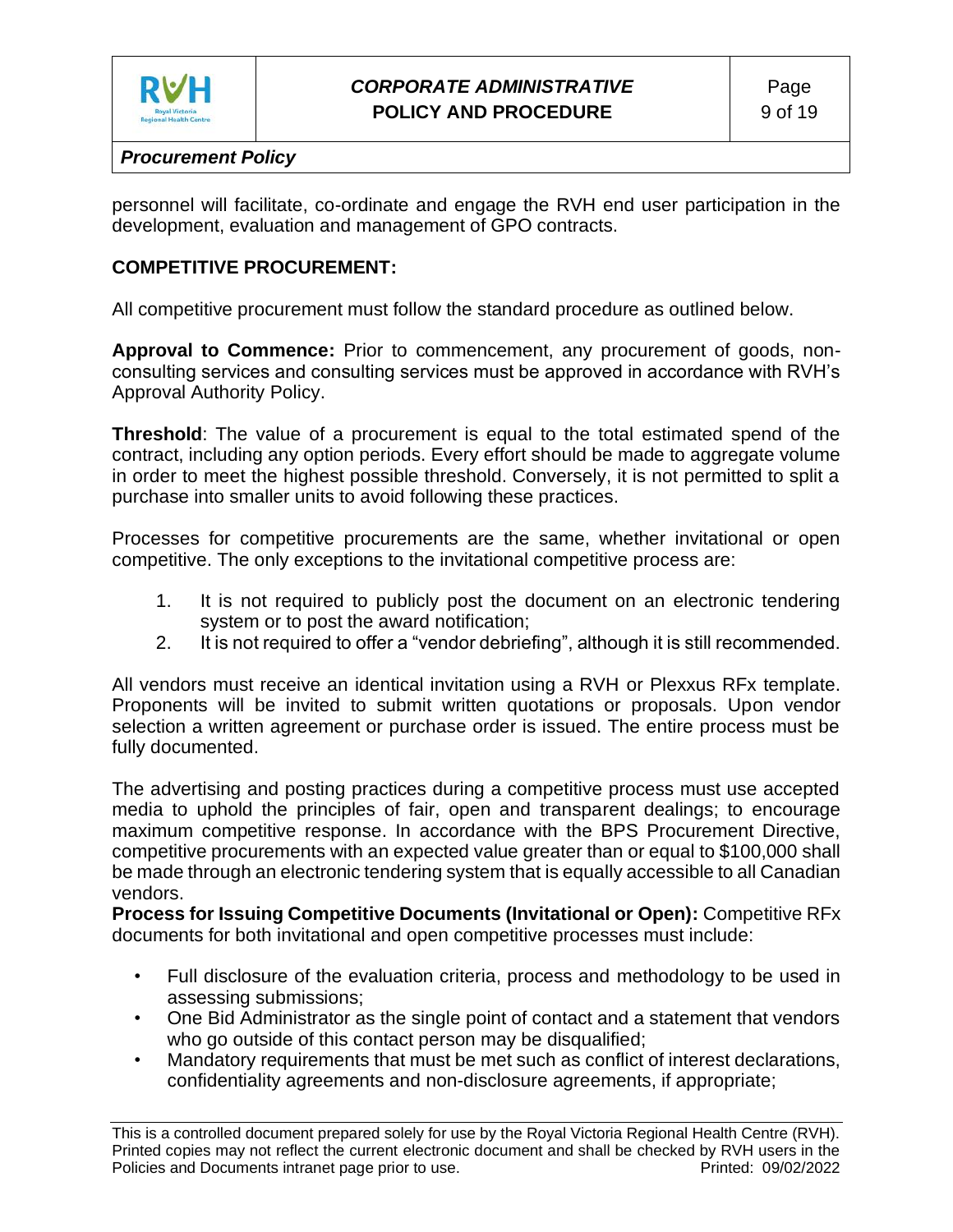personnel will facilitate, co-ordinate and engage the RVH end user participation in the development, evaluation and management of GPO contracts.

## COMPETITIVE PROCUREMENT:

All competitive procurement must follow the standard procedure as outlined below.

**Approval to Commence:** Prior to commencement, any procurement of goods, non-consulting services and consulting services must be approved in accordance with RVH's Approval Authority Policy.

**Threshold**: The value of a procurement is equal to the total estimated spend of the contract, including any option periods. Every effort should be made to aggregate volume in order to meet the highest possible threshold. Conversely, it is not permitted to split a purchase into smaller units to avoid following these practices.

Processes for competitive procurements are the same, whether invitational or open competitive. The only exceptions to the invitational competitive process are:

1. It is not required to publicly post the document on an electronic tendering system or to post the award notification;
2. It is not required to offer a "vendor debriefing", although it is still recommended.

All vendors must receive an identical invitation using a RVH or Plexxus RFx template. Proponents will be invited to submit written quotations or proposals. Upon vendor selection a written agreement or purchase order is issued. The entire process must be fully documented.

The advertising and posting practices during a competitive process must use accepted media to uphold the principles of fair, open and transparent dealings; to encourage maximum competitive response. In accordance with the BPS Procurement Directive, competitive procurements with an expected value greater than or equal to $100,000 shall be made through an electronic tendering system that is equally accessible to all Canadian vendors.

**Process for Issuing Competitive Documents (Invitational or Open):** Competitive RFx documents for both invitational and open competitive processes must include:

- Full disclosure of the evaluation criteria, process and methodology to be used in assessing submissions;
- One Bid Administrator as the single point of contact and a statement that vendors who go outside of this contact person may be disqualified;
- Mandatory requirements that must be met such as conflict of interest declarations, confidentiality agreements and non-disclosure agreements, if appropriate;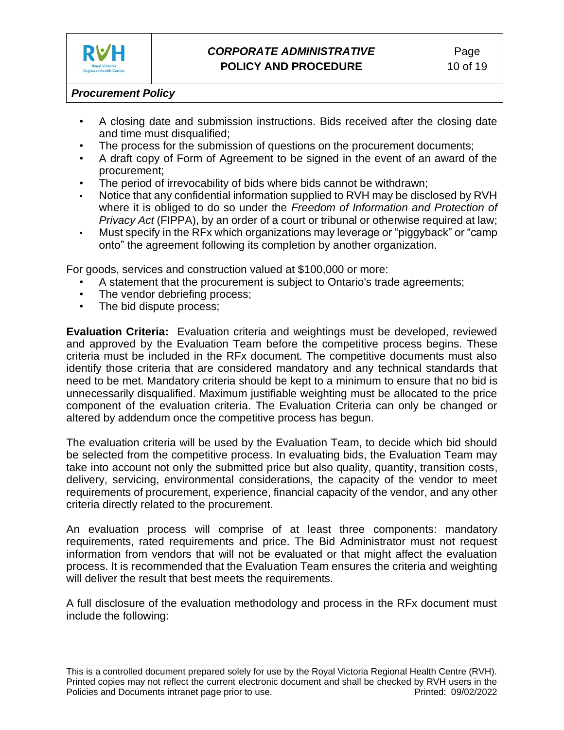- A closing date and submission instructions. Bids received after the closing date and time must disqualified;
- The process for the submission of questions on the procurement documents;
- A draft copy of Form of Agreement to be signed in the event of an award of the procurement;
- The period of irrevocability of bids where bids cannot be withdrawn;
- Notice that any confidential information supplied to RVH may be disclosed by RVH where it is obliged to do so under the *Freedom of Information and Protection of Privacy Act* (FIPPA), by an order of a court or tribunal or otherwise required at law;
- Must specify in the RFx which organizations may leverage or "piggyback" or "camp onto" the agreement following its completion by another organization.

For goods, services and construction valued at $100,000 or more:

- A statement that the procurement is subject to Ontario's trade agreements;
- The vendor debriefing process;
- The bid dispute process;

**Evaluation Criteria:** Evaluation criteria and weightings must be developed, reviewed and approved by the Evaluation Team before the competitive process begins. These criteria must be included in the RFx document. The competitive documents must also identify those criteria that are considered mandatory and any technical standards that need to be met. Mandatory criteria should be kept to a minimum to ensure that no bid is unnecessarily disqualified. Maximum justifiable weighting must be allocated to the price component of the evaluation criteria. The Evaluation Criteria can only be changed or altered by addendum once the competitive process has begun.

The evaluation criteria will be used by the Evaluation Team, to decide which bid should be selected from the competitive process. In evaluating bids, the Evaluation Team may take into account not only the submitted price but also quality, quantity, transition costs, delivery, servicing, environmental considerations, the capacity of the vendor to meet requirements of procurement, experience, financial capacity of the vendor, and any other criteria directly related to the procurement.

An evaluation process will comprise of at least three components: mandatory requirements, rated requirements and price. The Bid Administrator must not request information from vendors that will not be evaluated or that might affect the evaluation process. It is recommended that the Evaluation Team ensures the criteria and weighting will deliver the result that best meets the requirements.

A full disclosure of the evaluation methodology and process in the RFx document must include the following: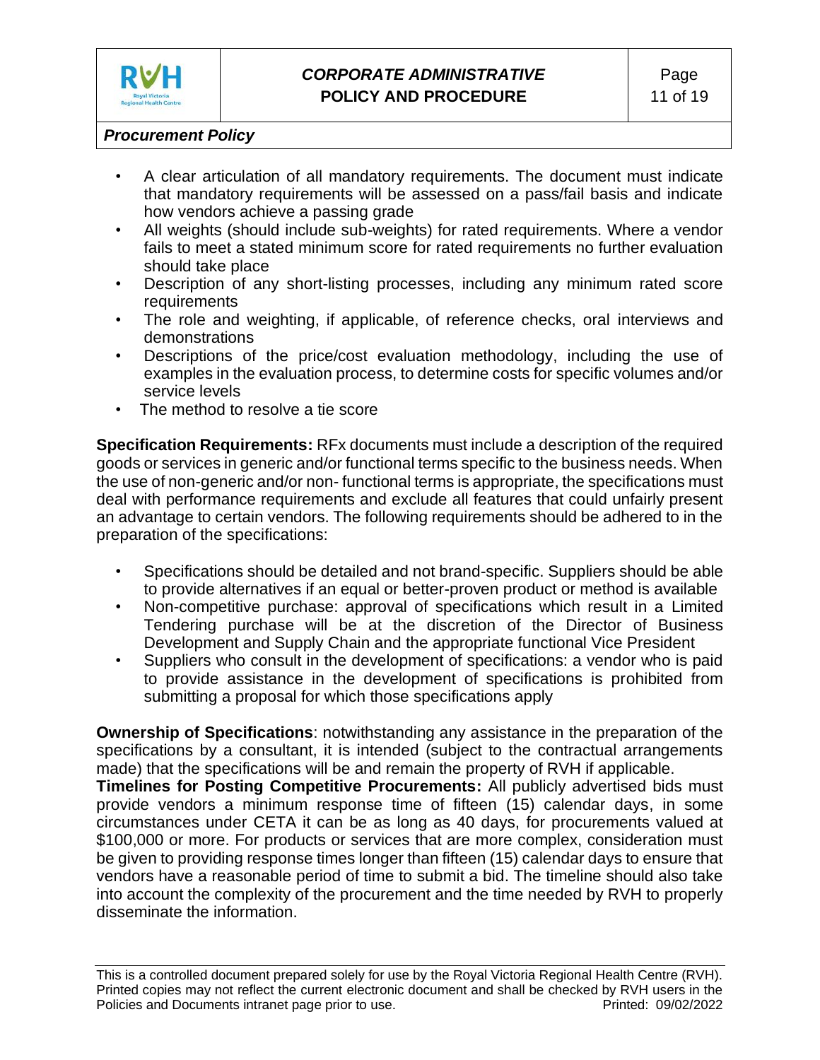- A clear articulation of all mandatory requirements. The document must indicate that mandatory requirements will be assessed on a pass/fail basis and indicate how vendors achieve a passing grade
- All weights (should include sub-weights) for rated requirements. Where a vendor fails to meet a stated minimum score for rated requirements no further evaluation should take place
- Description of any short-listing processes, including any minimum rated score requirements
- The role and weighting, if applicable, of reference checks, oral interviews and demonstrations
- Descriptions of the price/cost evaluation methodology, including the use of examples in the evaluation process, to determine costs for specific volumes and/or service levels
- The method to resolve a tie score

**Specification Requirements:** RFx documents must include a description of the required goods or services in generic and/or functional terms specific to the business needs. When the use of non-generic and/or non- functional terms is appropriate, the specifications must deal with performance requirements and exclude all features that could unfairly present an advantage to certain vendors. The following requirements should be adhered to in the preparation of the specifications:

- Specifications should be detailed and not brand-specific. Suppliers should be able to provide alternatives if an equal or better-proven product or method is available
- Non-competitive purchase: approval of specifications which result in a Limited Tendering purchase will be at the discretion of the Director of Business Development and Supply Chain and the appropriate functional Vice President
- Suppliers who consult in the development of specifications: a vendor who is paid to provide assistance in the development of specifications is prohibited from submitting a proposal for which those specifications apply

**Ownership of Specifications**: notwithstanding any assistance in the preparation of the specifications by a consultant, it is intended (subject to the contractual arrangements made) that the specifications will be and remain the property of RVH if applicable.

**Timelines for Posting Competitive Procurements:** All publicly advertised bids must provide vendors a minimum response time of fifteen (15) calendar days, in some circumstances under CETA it can be as long as 40 days, for procurements valued at $100,000 or more. For products or services that are more complex, consideration must be given to providing response times longer than fifteen (15) calendar days to ensure that vendors have a reasonable period of time to submit a bid. The timeline should also take into account the complexity of the procurement and the time needed by RVH to properly disseminate the information.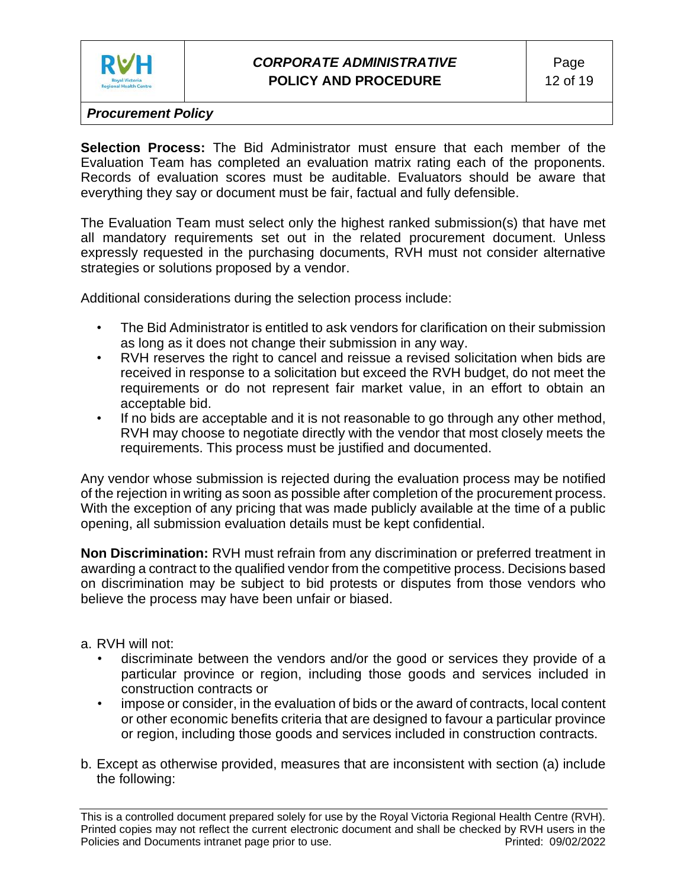**Selection Process:** The Bid Administrator must ensure that each member of the Evaluation Team has completed an evaluation matrix rating each of the proponents. Records of evaluation scores must be auditable. Evaluators should be aware that everything they say or document must be fair, factual and fully defensible.

The Evaluation Team must select only the highest ranked submission(s) that have met all mandatory requirements set out in the related procurement document. Unless expressly requested in the purchasing documents, RVH must not consider alternative strategies or solutions proposed by a vendor.

Additional considerations during the selection process include:

- The Bid Administrator is entitled to ask vendors for clarification on their submission as long as it does not change their submission in any way.
- RVH reserves the right to cancel and reissue a revised solicitation when bids are received in response to a solicitation but exceed the RVH budget, do not meet the requirements or do not represent fair market value, in an effort to obtain an acceptable bid.
- If no bids are acceptable and it is not reasonable to go through any other method, RVH may choose to negotiate directly with the vendor that most closely meets the requirements. This process must be justified and documented.

Any vendor whose submission is rejected during the evaluation process may be notified of the rejection in writing as soon as possible after completion of the procurement process. With the exception of any pricing that was made publicly available at the time of a public opening, all submission evaluation details must be kept confidential.

**Non Discrimination:** RVH must refrain from any discrimination or preferred treatment in awarding a contract to the qualified vendor from the competitive process. Decisions based on discrimination may be subject to bid protests or disputes from those vendors who believe the process may have been unfair or biased.

a. RVH will not:
   - discriminate between the vendors and/or the good or services they provide of a particular province or region, including those goods and services included in construction contracts or
   - impose or consider, in the evaluation of bids or the award of contracts, local content or other economic benefits criteria that are designed to favour a particular province or region, including those goods and services included in construction contracts.

b. Except as otherwise provided, measures that are inconsistent with section (a) include the following: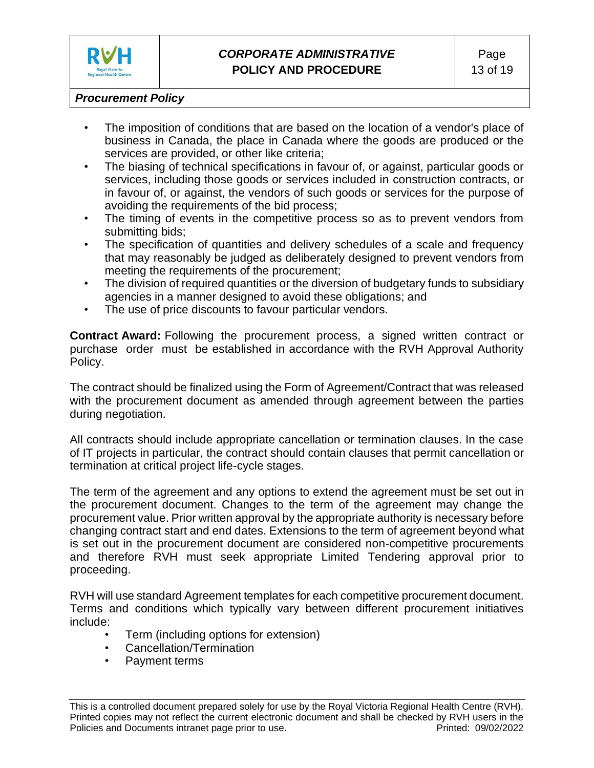- The imposition of conditions that are based on the location of a vendor's place of business in Canada, the place in Canada where the goods are produced or the services are provided, or other like criteria;
- The biasing of technical specifications in favour of, or against, particular goods or services, including those goods or services included in construction contracts, or in favour of, or against, the vendors of such goods or services for the purpose of avoiding the requirements of the bid process;
- The timing of events in the competitive process so as to prevent vendors from submitting bids;
- The specification of quantities and delivery schedules of a scale and frequency that may reasonably be judged as deliberately designed to prevent vendors from meeting the requirements of the procurement;
- The division of required quantities or the diversion of budgetary funds to subsidiary agencies in a manner designed to avoid these obligations; and
- The use of price discounts to favour particular vendors.

**Contract Award:** Following the procurement process, a signed written contract or purchase order must be established in accordance with the RVH Approval Authority Policy.

The contract should be finalized using the Form of Agreement/Contract that was released with the procurement document as amended through agreement between the parties during negotiation.

All contracts should include appropriate cancellation or termination clauses. In the case of IT projects in particular, the contract should contain clauses that permit cancellation or termination at critical project life-cycle stages.

The term of the agreement and any options to extend the agreement must be set out in the procurement document. Changes to the term of the agreement may change the procurement value. Prior written approval by the appropriate authority is necessary before changing contract start and end dates. Extensions to the term of agreement beyond what is set out in the procurement document are considered non-competitive procurements and therefore RVH must seek appropriate Limited Tendering approval prior to proceeding.

RVH will use standard Agreement templates for each competitive procurement document. Terms and conditions which typically vary between different procurement initiatives include:

- Term (including options for extension)
- Cancellation/Termination
- Payment terms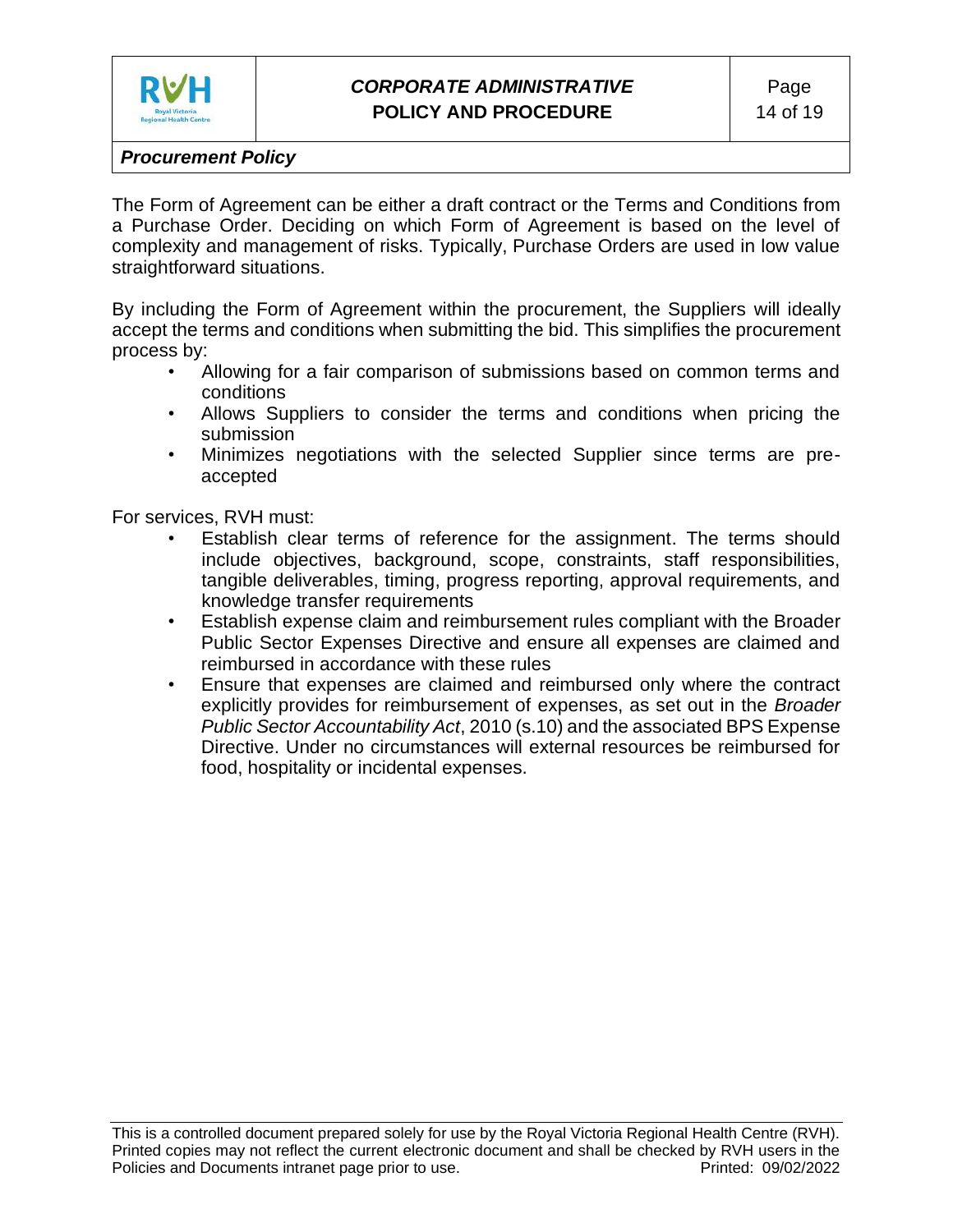The Form of Agreement can be either a draft contract or the Terms and Conditions from a Purchase Order. Deciding on which Form of Agreement is based on the level of complexity and management of risks. Typically, Purchase Orders are used in low value straightforward situations.

By including the Form of Agreement within the procurement, the Suppliers will ideally accept the terms and conditions when submitting the bid. This simplifies the procurement process by:

- Allowing for a fair comparison of submissions based on common terms and conditions
- Allows Suppliers to consider the terms and conditions when pricing the submission
- Minimizes negotiations with the selected Supplier since terms are pre-accepted

For services, RVH must:

- Establish clear terms of reference for the assignment. The terms should include objectives, background, scope, constraints, staff responsibilities, tangible deliverables, timing, progress reporting, approval requirements, and knowledge transfer requirements
- Establish expense claim and reimbursement rules compliant with the Broader Public Sector Expenses Directive and ensure all expenses are claimed and reimbursed in accordance with these rules
- Ensure that expenses are claimed and reimbursed only where the contract explicitly provides for reimbursement of expenses, as set out in the *Broader Public Sector Accountability Act*, 2010 (s.10) and the associated BPS Expense Directive. Under no circumstances will external resources be reimbursed for food, hospitality or incidental expenses.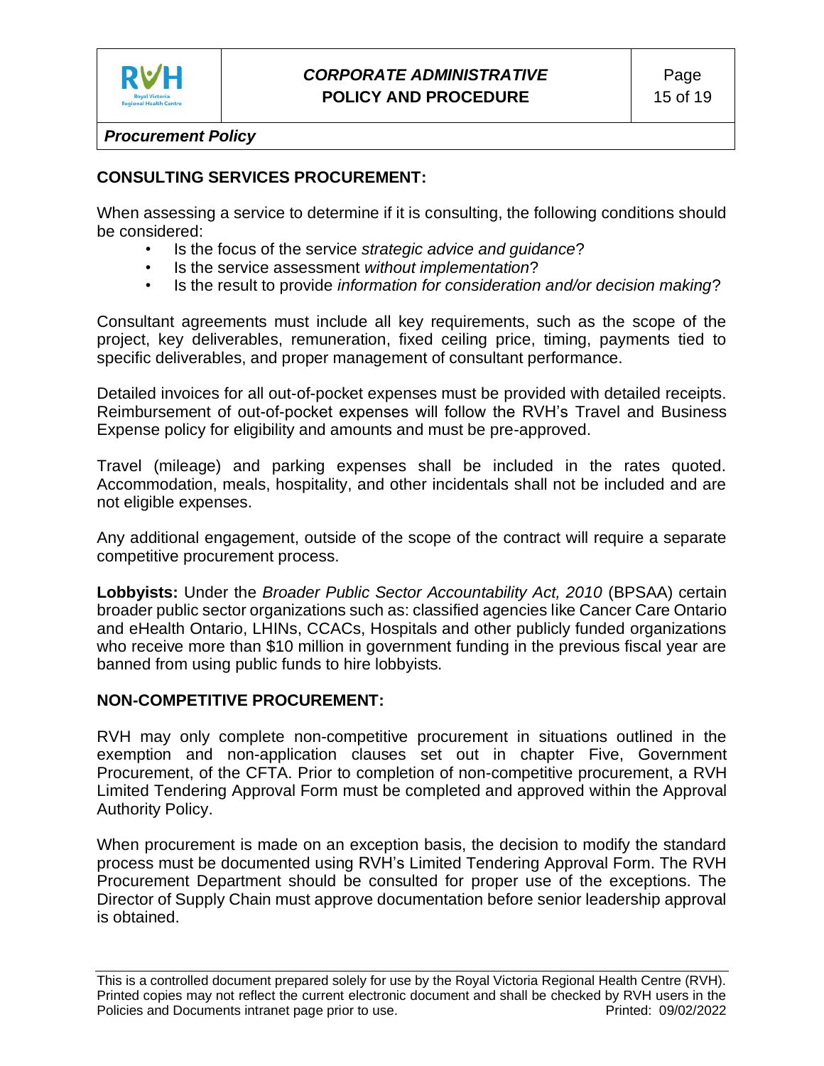## CONSULTING SERVICES PROCUREMENT:

When assessing a service to determine if it is consulting, the following conditions should be considered:

- Is the focus of the service *strategic advice and guidance*?
- Is the service assessment *without implementation*?
- Is the result to provide *information for consideration and/or decision making*?

Consultant agreements must include all key requirements, such as the scope of the project, key deliverables, remuneration, fixed ceiling price, timing, payments tied to specific deliverables, and proper management of consultant performance.

Detailed invoices for all out-of-pocket expenses must be provided with detailed receipts. Reimbursement of out-of-pocket expenses will follow the RVH's Travel and Business Expense policy for eligibility and amounts and must be pre-approved.

Travel (mileage) and parking expenses shall be included in the rates quoted. Accommodation, meals, hospitality, and other incidentals shall not be included and are not eligible expenses.

Any additional engagement, outside of the scope of the contract will require a separate competitive procurement process.

**Lobbyists:** Under the *Broader Public Sector Accountability Act, 2010* (BPSAA) certain broader public sector organizations such as: classified agencies like Cancer Care Ontario and eHealth Ontario, LHINs, CCACs, Hospitals and other publicly funded organizations who receive more than $10 million in government funding in the previous fiscal year are banned from using public funds to hire lobbyists.

## NON-COMPETITIVE PROCUREMENT:

RVH may only complete non-competitive procurement in situations outlined in the exemption and non-application clauses set out in chapter Five, Government Procurement, of the CFTA. Prior to completion of non-competitive procurement, a RVH Limited Tendering Approval Form must be completed and approved within the Approval Authority Policy.

When procurement is made on an exception basis, the decision to modify the standard process must be documented using RVH's Limited Tendering Approval Form. The RVH Procurement Department should be consulted for proper use of the exceptions. The Director of Supply Chain must approve documentation before senior leadership approval is obtained.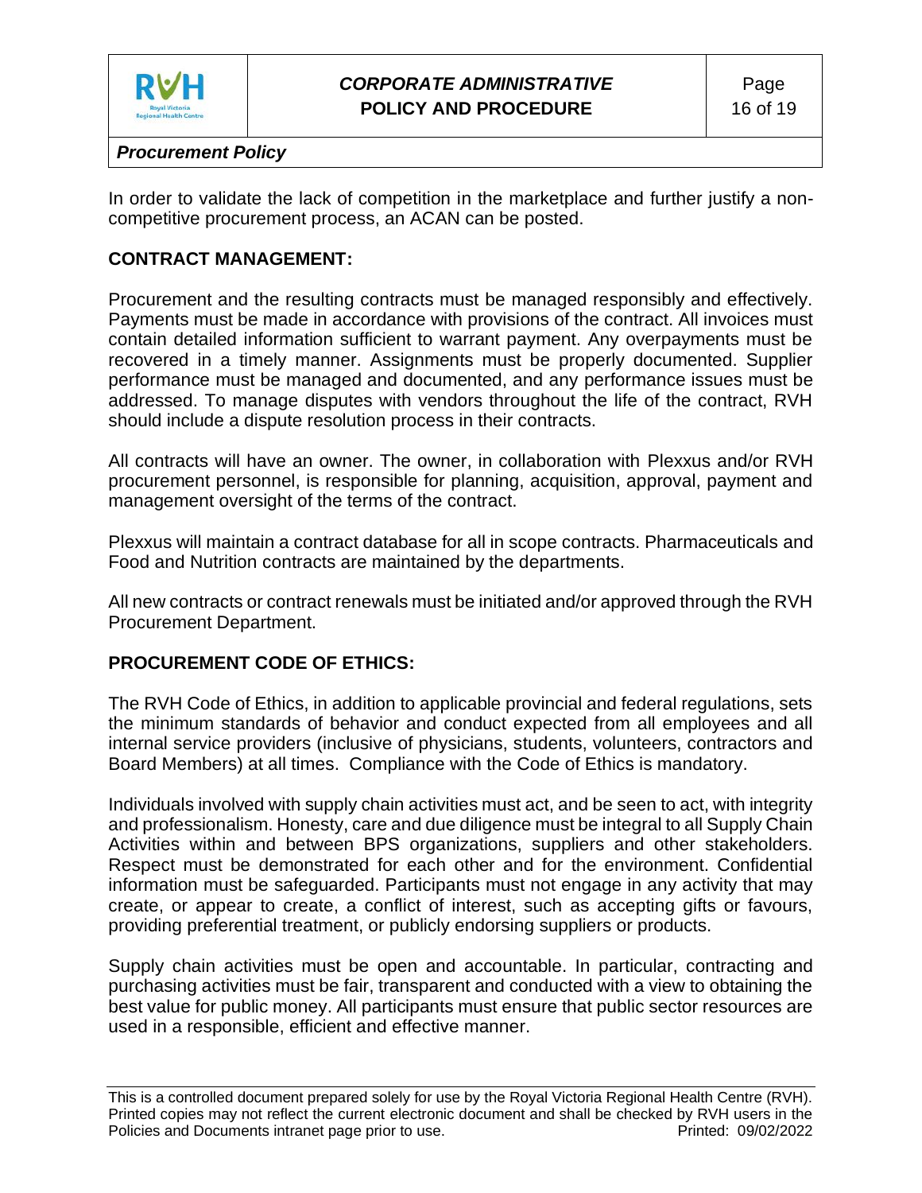In order to validate the lack of competition in the marketplace and further justify a non-competitive procurement process, an ACAN can be posted.

## CONTRACT MANAGEMENT:

Procurement and the resulting contracts must be managed responsibly and effectively. Payments must be made in accordance with provisions of the contract. All invoices must contain detailed information sufficient to warrant payment. Any overpayments must be recovered in a timely manner. Assignments must be properly documented. Supplier performance must be managed and documented, and any performance issues must be addressed. To manage disputes with vendors throughout the life of the contract, RVH should include a dispute resolution process in their contracts.

All contracts will have an owner. The owner, in collaboration with Plexxus and/or RVH procurement personnel, is responsible for planning, acquisition, approval, payment and management oversight of the terms of the contract.

Plexxus will maintain a contract database for all in scope contracts. Pharmaceuticals and Food and Nutrition contracts are maintained by the departments.

All new contracts or contract renewals must be initiated and/or approved through the RVH Procurement Department.

## PROCUREMENT CODE OF ETHICS:

The RVH Code of Ethics, in addition to applicable provincial and federal regulations, sets the minimum standards of behavior and conduct expected from all employees and all internal service providers (inclusive of physicians, students, volunteers, contractors and Board Members) at all times. Compliance with the Code of Ethics is mandatory.

Individuals involved with supply chain activities must act, and be seen to act, with integrity and professionalism. Honesty, care and due diligence must be integral to all Supply Chain Activities within and between BPS organizations, suppliers and other stakeholders. Respect must be demonstrated for each other and for the environment. Confidential information must be safeguarded. Participants must not engage in any activity that may create, or appear to create, a conflict of interest, such as accepting gifts or favours, providing preferential treatment, or publicly endorsing suppliers or products.

Supply chain activities must be open and accountable. In particular, contracting and purchasing activities must be fair, transparent and conducted with a view to obtaining the best value for public money. All participants must ensure that public sector resources are used in a responsible, efficient and effective manner.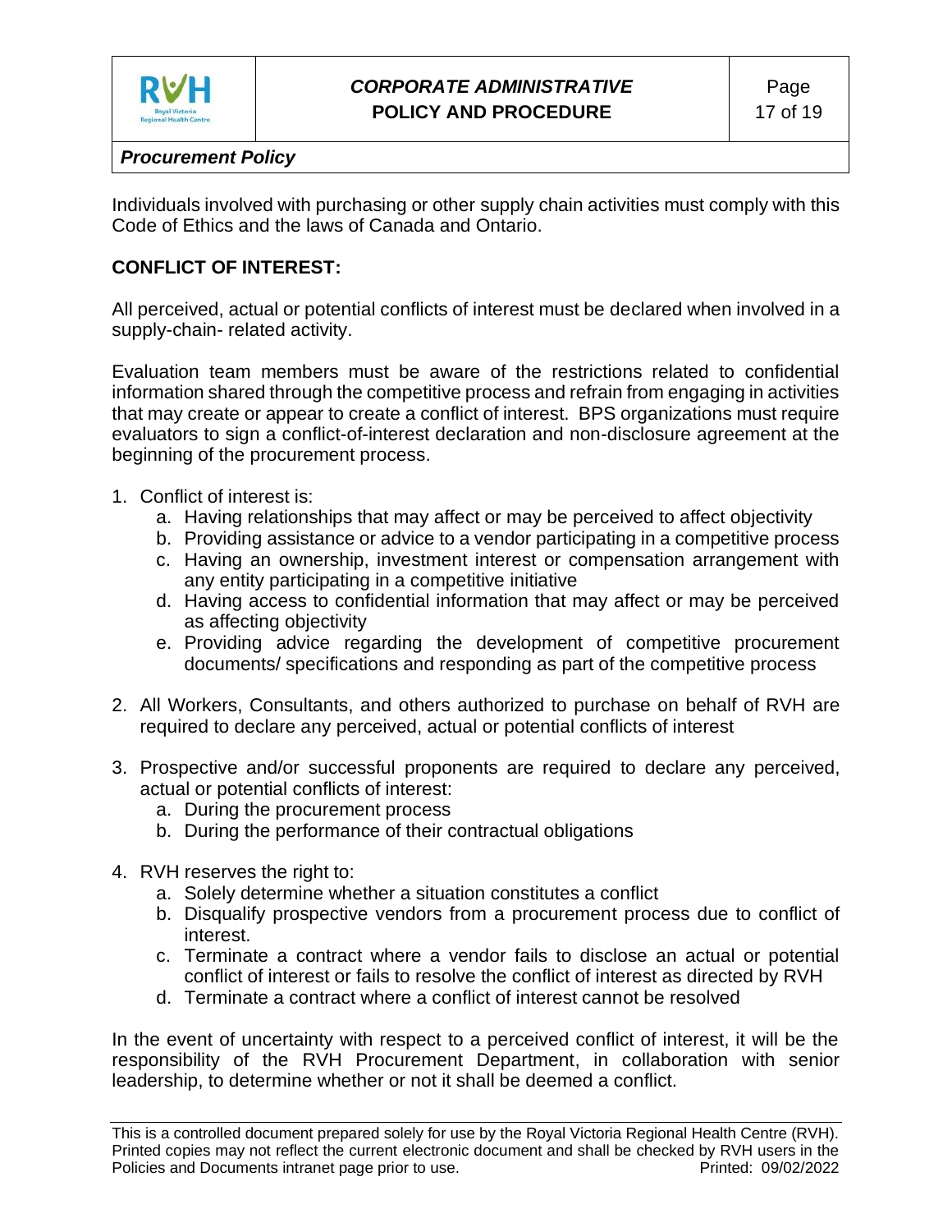Individuals involved with purchasing or other supply chain activities must comply with this Code of Ethics and the laws of Canada and Ontario.

## CONFLICT OF INTEREST:

All perceived, actual or potential conflicts of interest must be declared when involved in a supply-chain- related activity.

Evaluation team members must be aware of the restrictions related to confidential information shared through the competitive process and refrain from engaging in activities that may create or appear to create a conflict of interest. BPS organizations must require evaluators to sign a conflict-of-interest declaration and non-disclosure agreement at the beginning of the procurement process.

1. Conflict of interest is:
   a. Having relationships that may affect or may be perceived to affect objectivity
   b. Providing assistance or advice to a vendor participating in a competitive process
   c. Having an ownership, investment interest or compensation arrangement with any entity participating in a competitive initiative
   d. Having access to confidential information that may affect or may be perceived as affecting objectivity
   e. Providing advice regarding the development of competitive procurement documents/ specifications and responding as part of the competitive process

2. All Workers, Consultants, and others authorized to purchase on behalf of RVH are required to declare any perceived, actual or potential conflicts of interest

3. Prospective and/or successful proponents are required to declare any perceived, actual or potential conflicts of interest:
   a. During the procurement process
   b. During the performance of their contractual obligations

4. RVH reserves the right to:
   a. Solely determine whether a situation constitutes a conflict
   b. Disqualify prospective vendors from a procurement process due to conflict of interest.
   c. Terminate a contract where a vendor fails to disclose an actual or potential conflict of interest or fails to resolve the conflict of interest as directed by RVH
   d. Terminate a contract where a conflict of interest cannot be resolved

In the event of uncertainty with respect to a perceived conflict of interest, it will be the responsibility of the RVH Procurement Department, in collaboration with senior leadership, to determine whether or not it shall be deemed a conflict.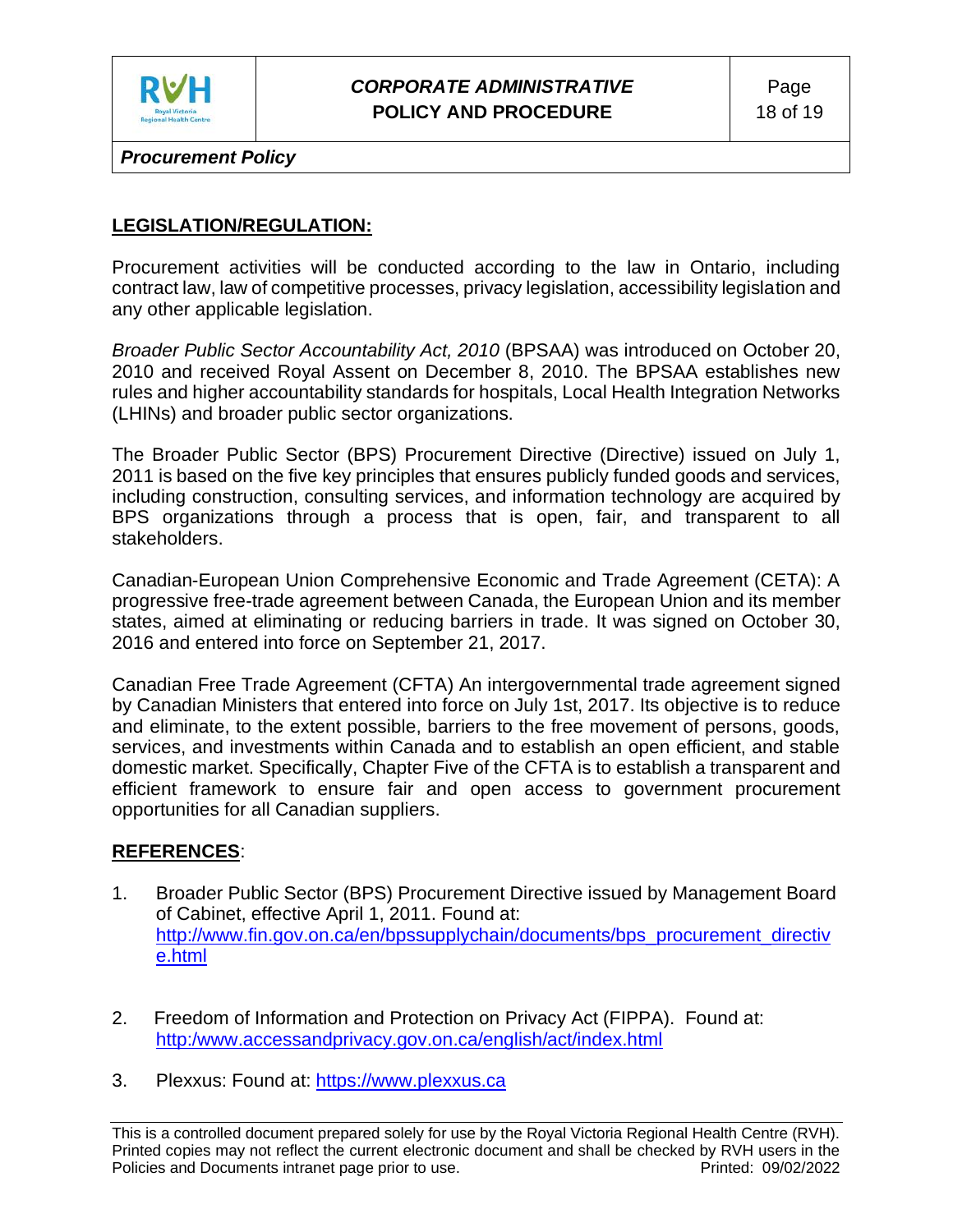## LEGISLATION/REGULATION:

Procurement activities will be conducted according to the law in Ontario, including contract law, law of competitive processes, privacy legislation, accessibility legislation and any other applicable legislation.

*Broader Public Sector Accountability Act, 2010* (BPSAA) was introduced on October 20, 2010 and received Royal Assent on December 8, 2010. The BPSAA establishes new rules and higher accountability standards for hospitals, Local Health Integration Networks (LHINs) and broader public sector organizations.

The Broader Public Sector (BPS) Procurement Directive (Directive) issued on July 1, 2011 is based on the five key principles that ensures publicly funded goods and services, including construction, consulting services, and information technology are acquired by BPS organizations through a process that is open, fair, and transparent to all stakeholders.

Canadian-European Union Comprehensive Economic and Trade Agreement (CETA): A progressive free-trade agreement between Canada, the European Union and its member states, aimed at eliminating or reducing barriers in trade. It was signed on October 30, 2016 and entered into force on September 21, 2017.

Canadian Free Trade Agreement (CFTA) An intergovernmental trade agreement signed by Canadian Ministers that entered into force on July 1st, 2017. Its objective is to reduce and eliminate, to the extent possible, barriers to the free movement of persons, goods, services, and investments within Canada and to establish an open efficient, and stable domestic market. Specifically, Chapter Five of the CFTA is to establish a transparent and efficient framework to ensure fair and open access to government procurement opportunities for all Canadian suppliers.

## REFERENCES:

1. Broader Public Sector (BPS) Procurement Directive issued by Management Board of Cabinet, effective April 1, 2011. Found at: http://www.fin.gov.on.ca/en/bpssupplychain/documents/bps_procurement_directive.html

2. Freedom of Information and Protection on Privacy Act (FIPPA). Found at: http:/www.accessandprivacy.gov.on.ca/english/act/index.html

3. Plexxus: Found at: https://www.plexxus.ca

This is a controlled document prepared solely for use by the Royal Victoria Regional Health Centre (RVH). Printed copies may not reflect the current electronic document and shall be checked by RVH users in the Policies and Documents intranet page prior to use. Printed: 09/02/2022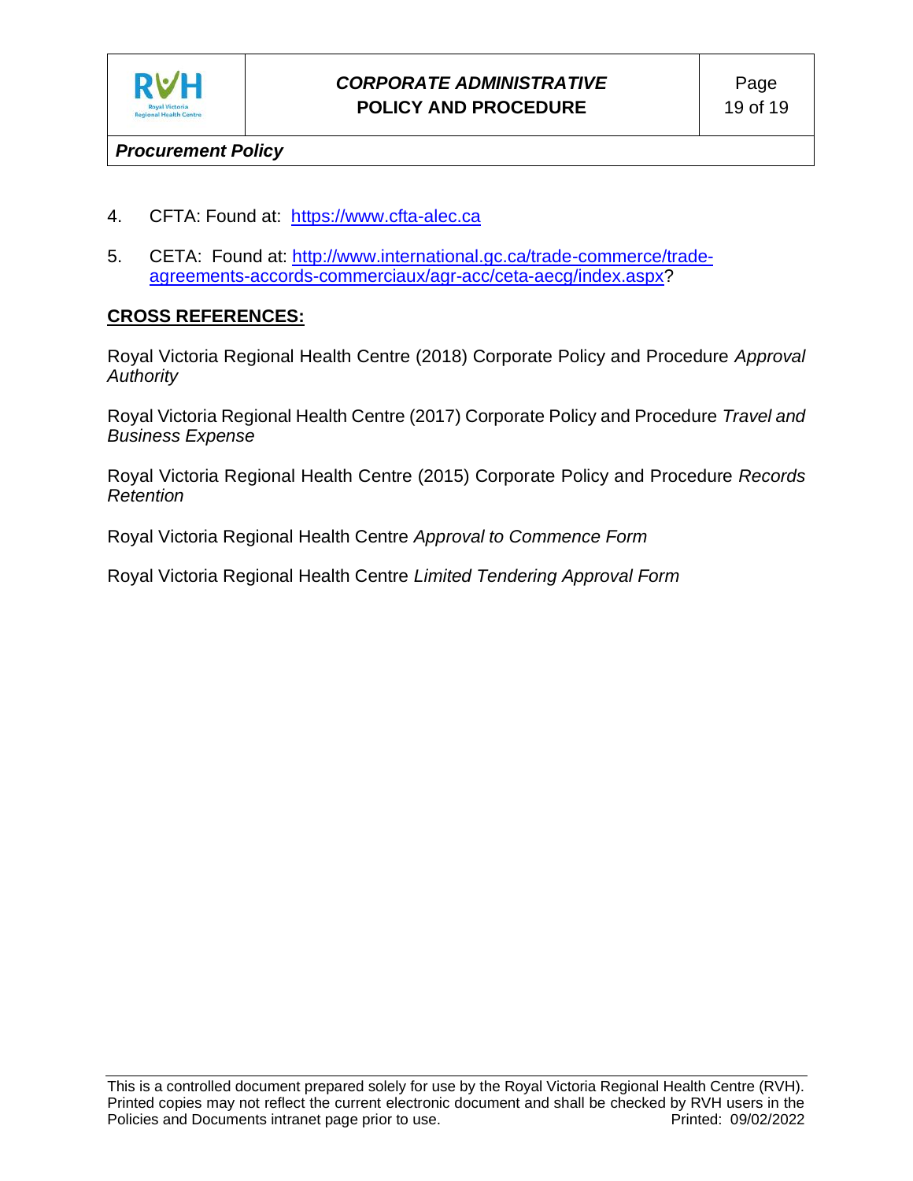4. CFTA: Found at: [https://www.cfta-alec.ca](https://www.cfta-alec.ca)

5. CETA: Found at: [http://www.international.gc.ca/trade-commerce/trade-agreements-accords-commerciaux/agr-acc/ceta-aecg/index.aspx](http://www.international.gc.ca/trade-commerce/trade-agreements-accords-commerciaux/agr-acc/ceta-aecg/index.aspx)?

## CROSS REFERENCES:

Royal Victoria Regional Health Centre (2018) Corporate Policy and Procedure *Approval Authority*

Royal Victoria Regional Health Centre (2017) Corporate Policy and Procedure *Travel and Business Expense*

Royal Victoria Regional Health Centre (2015) Corporate Policy and Procedure *Records Retention*

Royal Victoria Regional Health Centre *Approval to Commence Form*

Royal Victoria Regional Health Centre *Limited Tendering Approval Form*